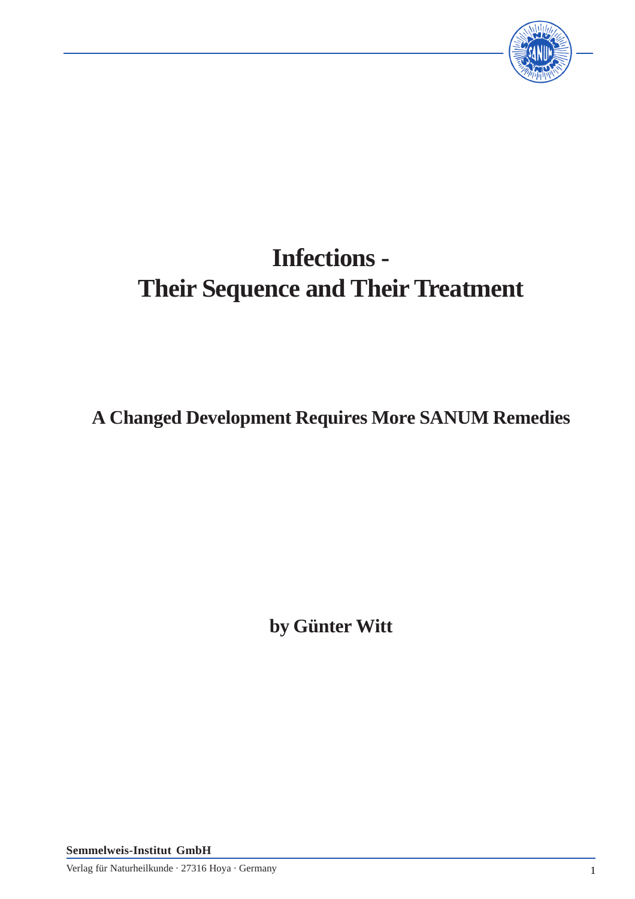# Infections - Their Sequence and Their Treatment

## A Changed Development Requires More SANUM Remedies

**by Günter Witt**

**Semmelweis-Institut GmbH**

Verlag für Naturheilkunde · 27316 Hoya · Germany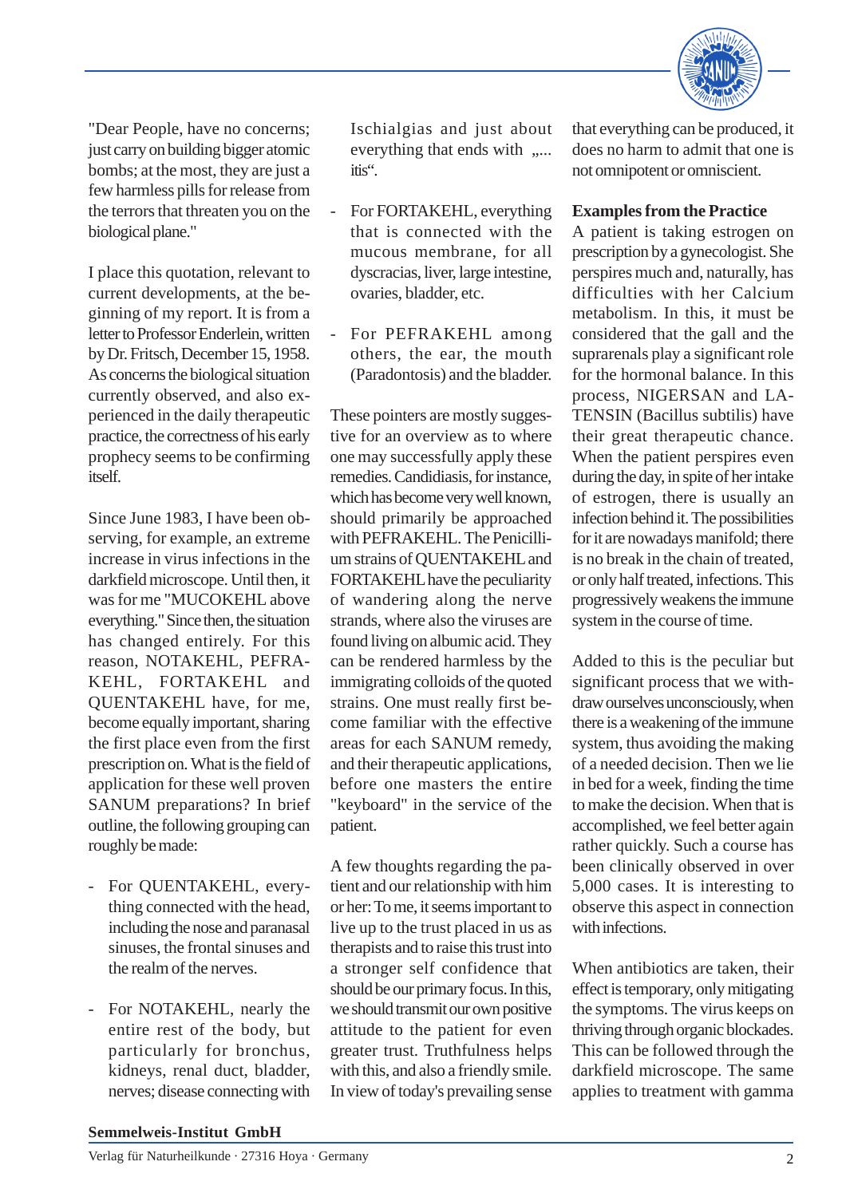"Dear People, have no concerns; just carry on building bigger atomic bombs; at the most, they are just a few harmless pills for release from the terrors that threaten you on the biological plane."

I place this quotation, relevant to current developments, at the beginning of my report. It is from a letter to Professor Enderlein, written by Dr. Fritsch, December 15, 1958. As concerns the biological situation currently observed, and also experienced in the daily therapeutic practice, the correctness of his early prophecy seems to be confirming itself.

Since June 1983, I have been observing, for example, an extreme increase in virus infections in the darkfield microscope. Until then, it was for me "MUCOKEHL above everything." Since then, the situation has changed entirely. For this reason, NOTAKEHL, PEFRAKEHL, FORTAKEHL and QUENTAKEHL have, for me, become equally important, sharing the first place even from the first prescription on. What is the field of application for these well proven SANUM preparations? In brief outline, the following grouping can roughly be made:

- For QUENTAKEHL, everything connected with the head, including the nose and paranasal sinuses, the frontal sinuses and the realm of the nerves.
- For NOTAKEHL, nearly the entire rest of the body, but particularly for bronchus, kidneys, renal duct, bladder, nerves; disease connecting with Ischialgias and just about everything that ends with „...itis".
- For FORTAKEHL, everything that is connected with the mucous membrane, for all dyscracias, liver, large intestine, ovaries, bladder, etc.
- For PEFRAKEHL among others, the ear, the mouth (Paradontosis) and the bladder.

These pointers are mostly suggestive for an overview as to where one may successfully apply these remedies. Candidiasis, for instance, which has become very well known, should primarily be approached with PEFRAKEHL. The Penicillium strains of QUENTAKEHL and FORTAKEHL have the peculiarity of wandering along the nerve strands, where also the viruses are found living on albumic acid. They can be rendered harmless by the immigrating colloids of the quoted strains. One must really first become familiar with the effective areas for each SANUM remedy, and their therapeutic applications, before one masters the entire "keyboard" in the service of the patient.

A few thoughts regarding the patient and our relationship with him or her: To me, it seems important to live up to the trust placed in us as therapists and to raise this trust into a stronger self confidence that should be our primary focus. In this, we should transmit our own positive attitude to the patient for even greater trust. Truthfulness helps with this, and also a friendly smile. In view of today's prevailing sense that everything can be produced, it does no harm to admit that one is not omnipotent or omniscient.

**Examples from the Practice**

A patient is taking estrogen on prescription by a gynecologist. She perspires much and, naturally, has difficulties with her Calcium metabolism. In this, it must be considered that the gall and the suprarenals play a significant role for the hormonal balance. In this process, NIGERSAN and LATENSIN (Bacillus subtilis) have their great therapeutic chance. When the patient perspires even during the day, in spite of her intake of estrogen, there is usually an infection behind it. The possibilities for it are nowadays manifold; there is no break in the chain of treated, or only half treated, infections. This progressively weakens the immune system in the course of time.

Added to this is the peculiar but significant process that we withdraw ourselves unconsciously, when there is a weakening of the immune system, thus avoiding the making of a needed decision. Then we lie in bed for a week, finding the time to make the decision. When that is accomplished, we feel better again rather quickly. Such a course has been clinically observed in over 5,000 cases. It is interesting to observe this aspect in connection with infections.

When antibiotics are taken, their effect is temporary, only mitigating the symptoms. The virus keeps on thriving through organic blockades. This can be followed through the darkfield microscope. The same applies to treatment with gamma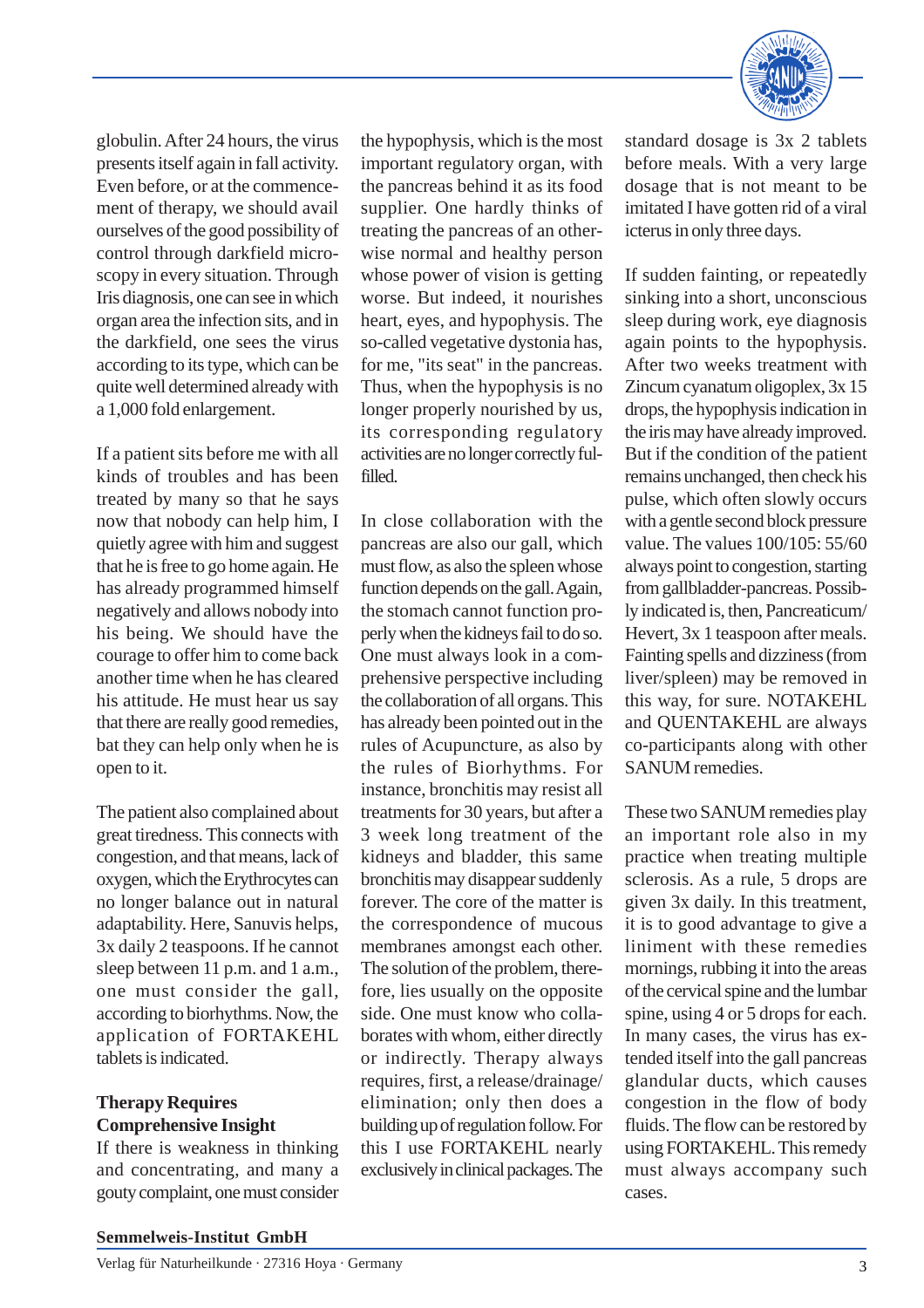globulin. After 24 hours, the virus presents itself again in fall activity. Even before, or at the commencement of therapy, we should avail ourselves of the good possibility of control through darkfield microscopy in every situation. Through Iris diagnosis, one can see in which organ area the infection sits, and in the darkfield, one sees the virus according to its type, which can be quite well determined already with a 1,000 fold enlargement.

If a patient sits before me with all kinds of troubles and has been treated by many so that he says now that nobody can help him, I quietly agree with him and suggest that he is free to go home again. He has already programmed himself negatively and allows nobody into his being. We should have the courage to offer him to come back another time when he has cleared his attitude. He must hear us say that there are really good remedies, bat they can help only when he is open to it.

The patient also complained about great tiredness. This connects with congestion, and that means, lack of oxygen, which the Erythrocytes can no longer balance out in natural adaptability. Here, Sanuvis helps, 3x daily 2 teaspoons. If he cannot sleep between 11 p.m. and 1 a.m., one must consider the gall, according to biorhythms. Now, the application of FORTAKEHL tablets is indicated.

**Therapy Requires Comprehensive Insight**

If there is weakness in thinking and concentrating, and many a gouty complaint, one must consider the hypophysis, which is the most important regulatory organ, with the pancreas behind it as its food supplier. One hardly thinks of treating the pancreas of an otherwise normal and healthy person whose power of vision is getting worse. But indeed, it nourishes heart, eyes, and hypophysis. The so-called vegetative dystonia has, for me, "its seat" in the pancreas. Thus, when the hypophysis is no longer properly nourished by us, its corresponding regulatory activities are no longer correctly fulfilled.

In close collaboration with the pancreas are also our gall, which must flow, as also the spleen whose function depends on the gall. Again, the stomach cannot function properly when the kidneys fail to do so. One must always look in a comprehensive perspective including the collaboration of all organs. This has already been pointed out in the rules of Acupuncture, as also by the rules of Biorhythms. For instance, bronchitis may resist all treatments for 30 years, but after a 3 week long treatment of the kidneys and bladder, this same bronchitis may disappear suddenly forever. The core of the matter is the correspondence of mucous membranes amongst each other. The solution of the problem, therefore, lies usually on the opposite side. One must know who collaborates with whom, either directly or indirectly. Therapy always requires, first, a release/drainage/elimination; only then does a building up of regulation follow. For this I use FORTAKEHL nearly exclusively in clinical packages. The standard dosage is 3x 2 tablets before meals. With a very large dosage that is not meant to be imitated I have gotten rid of a viral icterus in only three days.

If sudden fainting, or repeatedly sinking into a short, unconscious sleep during work, eye diagnosis again points to the hypophysis. After two weeks treatment with Zincum cyanatum oligoplex, 3x 15 drops, the hypophysis indication in the iris may have already improved. But if the condition of the patient remains unchanged, then check his pulse, which often slowly occurs with a gentle second block pressure value. The values 100/105: 55/60 always point to congestion, starting from gallbladder-pancreas. Possibly indicated is, then, Pancreaticum/Hevert, 3x 1 teaspoon after meals. Fainting spells and dizziness (from liver/spleen) may be removed in this way, for sure. NOTAKEHL and QUENTAKEHL are always co-participants along with other SANUM remedies.

These two SANUM remedies play an important role also in my practice when treating multiple sclerosis. As a rule, 5 drops are given 3x daily. In this treatment, it is to good advantage to give a liniment with these remedies mornings, rubbing it into the areas of the cervical spine and the lumbar spine, using 4 or 5 drops for each. In many cases, the virus has extended itself into the gall pancreas glandular ducts, which causes congestion in the flow of body fluids. The flow can be restored by using FORTAKEHL. This remedy must always accompany such cases.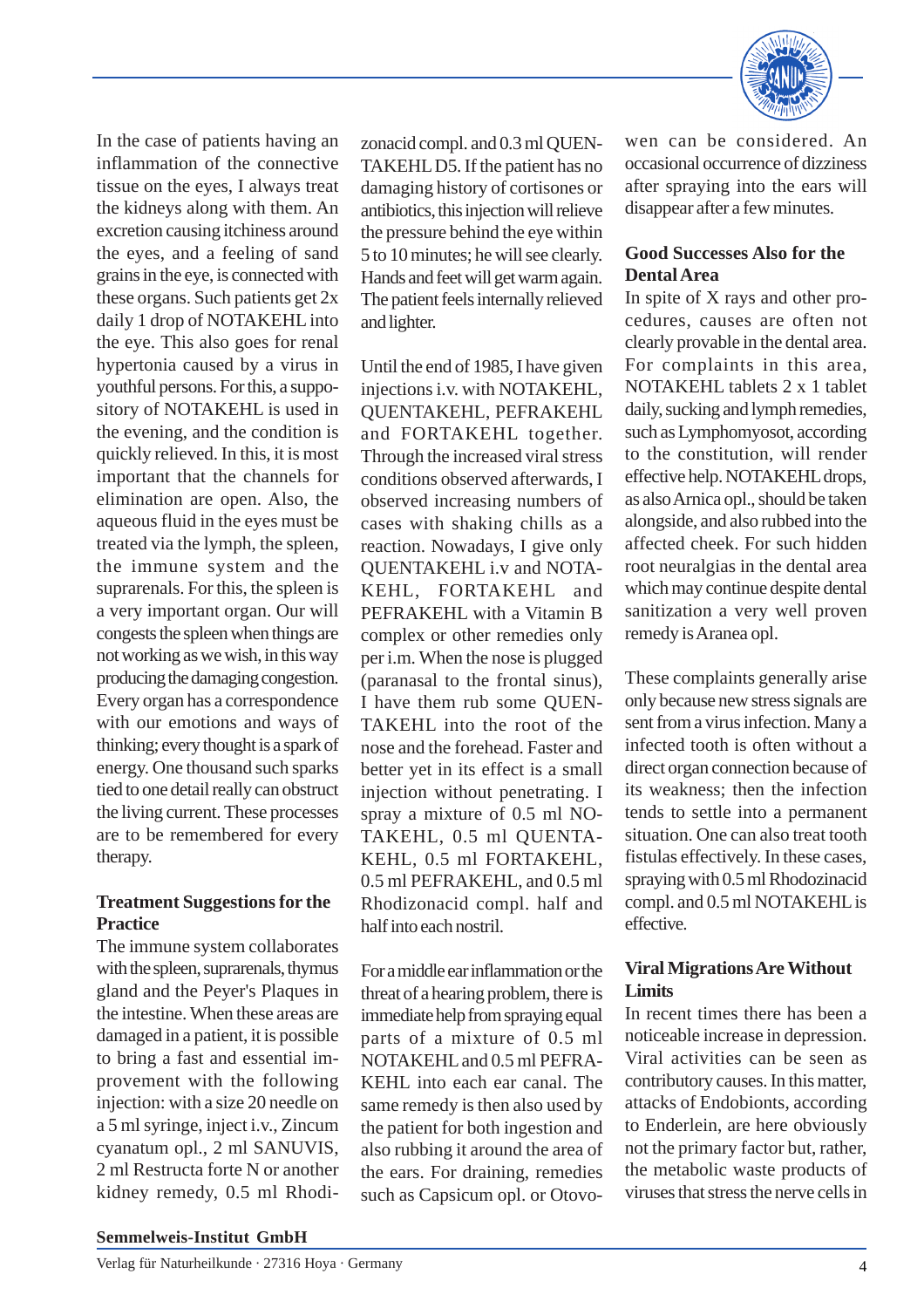In the case of patients having an inflammation of the connective tissue on the eyes, I always treat the kidneys along with them. An excretion causing itchiness around the eyes, and a feeling of sand grains in the eye, is connected with these organs. Such patients get 2x daily 1 drop of NOTAKEHL into the eye. This also goes for renal hypertonia caused by a virus in youthful persons. For this, a suppository of NOTAKEHL is used in the evening, and the condition is quickly relieved. In this, it is most important that the channels for elimination are open. Also, the aqueous fluid in the eyes must be treated via the lymph, the spleen, the immune system and the suprarenals. For this, the spleen is a very important organ. Our will congests the spleen when things are not working as we wish, in this way producing the damaging congestion. Every organ has a correspondence with our emotions and ways of thinking; every thought is a spark of energy. One thousand such sparks tied to one detail really can obstruct the living current. These processes are to be remembered for every therapy.

## Treatment Suggestions for the Practice

The immune system collaborates with the spleen, suprarenals, thymus gland and the Peyer's Plaques in the intestine. When these areas are damaged in a patient, it is possible to bring a fast and essential improvement with the following injection: with a size 20 needle on a 5 ml syringe, inject i.v., Zincum cyanatum opl., 2 ml SANUVIS, 2 ml Restructa forte N or another kidney remedy, 0.5 ml Rhodizonacid compl. and 0.3 ml QUENTAKEHL D5. If the patient has no damaging history of cortisones or antibiotics, this injection will relieve the pressure behind the eye within 5 to 10 minutes; he will see clearly. Hands and feet will get warm again. The patient feels internally relieved and lighter.

Until the end of 1985, I have given injections i.v. with NOTAKEHL, QUENTAKEHL, PEFRAKEHL and FORTAKEHL together. Through the increased viral stress conditions observed afterwards, I observed increasing numbers of cases with shaking chills as a reaction. Nowadays, I give only QUENTAKEHL i.v and NOTAKEHL, FORTAKEHL and PEFRAKEHL with a Vitamin B complex or other remedies only per i.m. When the nose is plugged (paranasal to the frontal sinus), I have them rub some QUENTAKEHL into the root of the nose and the forehead. Faster and better yet in its effect is a small injection without penetrating. I spray a mixture of 0.5 ml NOTAKEHL, 0.5 ml QUENTAKEHL, 0.5 ml FORTAKEHL, 0.5 ml PEFRAKEHL, and 0.5 ml Rhodizonacid compl. half and half into each nostril.

For a middle ear inflammation or the threat of a hearing problem, there is immediate help from spraying equal parts of a mixture of 0.5 ml NOTAKEHL and 0.5 ml PEFRAKEHL into each ear canal. The same remedy is then also used by the patient for both ingestion and also rubbing it around the area of the ears. For draining, remedies such as Capsicum opl. or Otovowen can be considered. An occasional occurrence of dizziness after spraying into the ears will disappear after a few minutes.

## Good Successes Also for the Dental Area

In spite of X rays and other procedures, causes are often not clearly provable in the dental area. For complaints in this area, NOTAKEHL tablets 2 x 1 tablet daily, sucking and lymph remedies, such as Lymphomyosot, according to the constitution, will render effective help. NOTAKEHL drops, as also Arnica opl., should be taken alongside, and also rubbed into the affected cheek. For such hidden root neuralgias in the dental area which may continue despite dental sanitization a very well proven remedy is Aranea opl.

These complaints generally arise only because new stress signals are sent from a virus infection. Many a infected tooth is often without a direct organ connection because of its weakness; then the infection tends to settle into a permanent situation. One can also treat tooth fistulas effectively. In these cases, spraying with 0.5 ml Rhodozinacid compl. and 0.5 ml NOTAKEHL is effective.

## Viral Migrations Are Without Limits

In recent times there has been a noticeable increase in depression. Viral activities can be seen as contributory causes. In this matter, attacks of Endobionts, according to Enderlein, are here obviously not the primary factor but, rather, the metabolic waste products of viruses that stress the nerve cells in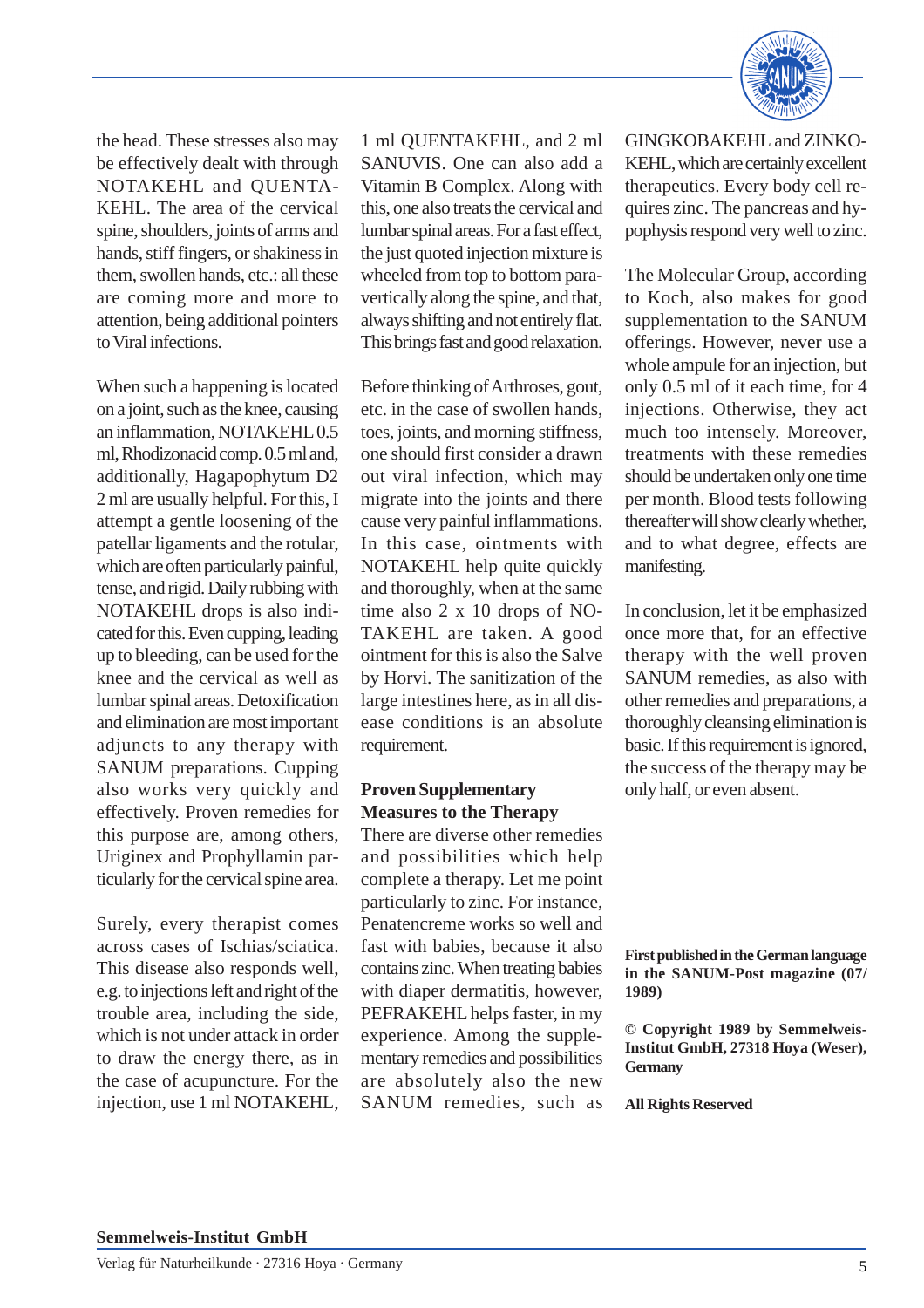the head. These stresses also may be effectively dealt with through NOTAKEHL and QUENTAKEHL. The area of the cervical spine, shoulders, joints of arms and hands, stiff fingers, or shakiness in them, swollen hands, etc.: all these are coming more and more to attention, being additional pointers to Viral infections.

When such a happening is located on a joint, such as the knee, causing an inflammation, NOTAKEHL 0.5 ml, Rhodizonacid comp. 0.5 ml and, additionally, Hagapophytum D2 2 ml are usually helpful. For this, I attempt a gentle loosening of the patellar ligaments and the rotular, which are often particularly painful, tense, and rigid. Daily rubbing with NOTAKEHL drops is also indicated for this. Even cupping, leading up to bleeding, can be used for the knee and the cervical as well as lumbar spinal areas. Detoxification and elimination are most important adjuncts to any therapy with SANUM preparations. Cupping also works very quickly and effectively. Proven remedies for this purpose are, among others, Uriginex and Prophyllamin particularly for the cervical spine area.

Surely, every therapist comes across cases of Ischias/sciatica. This disease also responds well, e.g. to injections left and right of the trouble area, including the side, which is not under attack in order to draw the energy there, as in the case of acupuncture. For the injection, use 1 ml NOTAKEHL, 1 ml QUENTAKEHL, and 2 ml SANUVIS. One can also add a Vitamin B Complex. Along with this, one also treats the cervical and lumbar spinal areas. For a fast effect, the just quoted injection mixture is wheeled from top to bottom paravertically along the spine, and that, always shifting and not entirely flat. This brings fast and good relaxation.

Before thinking of Arthroses, gout, etc. in the case of swollen hands, toes, joints, and morning stiffness, one should first consider a drawn out viral infection, which may migrate into the joints and there cause very painful inflammations. In this case, ointments with NOTAKEHL help quite quickly and thoroughly, when at the same time also 2 x 10 drops of NOTAKEHL are taken. A good ointment for this is also the Salve by Horvi. The sanitization of the large intestines here, as in all disease conditions is an absolute requirement.

## Proven Supplementary Measures to the Therapy

There are diverse other remedies and possibilities which help complete a therapy. Let me point particularly to zinc. For instance, Penatencreme works so well and fast with babies, because it also contains zinc. When treating babies with diaper dermatitis, however, PEFRAKEHL helps faster, in my experience. Among the supplementary remedies and possibilities are absolutely also the new SANUM remedies, such as GINGKOBAKEHL and ZINKOKEHL, which are certainly excellent therapeutics. Every body cell requires zinc. The pancreas and hypophysis respond very well to zinc.

The Molecular Group, according to Koch, also makes for good supplementation to the SANUM offerings. However, never use a whole ampule for an injection, but only 0.5 ml of it each time, for 4 injections. Otherwise, they act much too intensely. Moreover, treatments with these remedies should be undertaken only one time per month. Blood tests following thereafter will show clearly whether, and to what degree, effects are manifesting.

In conclusion, let it be emphasized once more that, for an effective therapy with the well proven SANUM remedies, as also with other remedies and preparations, a thoroughly cleansing elimination is basic. If this requirement is ignored, the success of the therapy may be only half, or even absent.

**First published in the German language in the SANUM-Post magazine (07/1989)**

**© Copyright 1989 by Semmelweis-Institut GmbH, 27318 Hoya (Weser), Germany**

**All Rights Reserved**

**Semmelweis-Institut GmbH**

Verlag für Naturheilkunde · 27316 Hoya · Germany